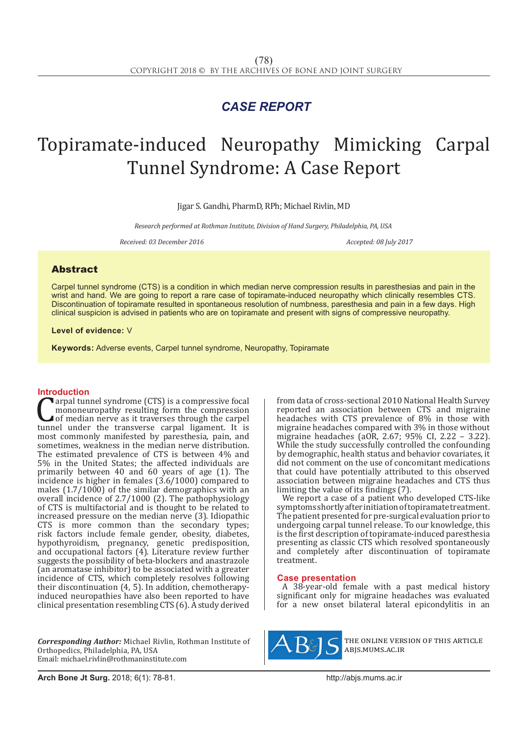*CASE REPORT*

# Topiramate-induced Neuropathy Mimicking Carpal Tunnel Syndrome: A Case Report

Jigar S. Gandhi, PharmD, RPh; Michael Rivlin, MD

*Research performed at Rothman Institute, Division of Hand Surgery, Philadelphia, PA, USA*

*Received: 03 December 2016* *Accepted: 08 July 2017*

## Abstract

Carpel tunnel syndrome (CTS) is a condition in which median nerve compression results in paresthesias and pain in the wrist and hand. We are going to report a rare case of topiramate-induced neuropathy which clinically resembles CTS. Discontinuation of topiramate resulted in spontaneous resolution of numbness, paresthesia and pain in a few days. High clinical suspicion is advised in patients who are on topiramate and present with signs of compressive neuropathy.

**Level of evidence:** V

**Keywords:** Adverse events, Carpal tunnel syndrome, Neuropathy, Topiramate

## Introduction

Carpal tunnel syndrome (CTS) is a compressive focal mononeuropathy resulting form the compression of median nerve as it traverses through the carpel tunnel under the transverse carpal ligament. It is most commonly manifested by paresthesia, pain, and sometimes, weakness in the median nerve distribution. The estimated prevalence of CTS is between 4% and 5% in the United States; the affected individuals are primarily between 40 and 60 years of age (1). The incidence is higher in females (3.6/1000) compared to males (1.7/1000) of the similar demographics with an overall incidence of 2.7/1000 (2). The pathophysiology of CTS is multifactorial and is thought to be related to increased pressure on the median nerve (3). Idiopathic CTS is more common than the secondary types; risk factors include female gender, obesity, diabetes, hypothyroidism, pregnancy, genetic predisposition, and occupational factors (4). Literature review further suggests the possibility of beta-blockers and anastrazole (an aromatase inhibitor) to be associated with a greater incidence of CTS, which completely resolves following their discontinuation (4, 5). In addition, chemotherapy-induced neuropathies have also been reported to have clinical presentation resembling CTS (6). A study derived from data of cross-sectional 2010 National Health Survey reported an association between CTS and migraine headaches with CTS prevalence of 8% in those with migraine headaches compared with 3% in those without migraine headaches (aOR, 2.67; 95% CI, 2.22 – 3.22). While the study successfully controlled the confounding by demographic, health status and behavior covariates, it did not comment on the use of concomitant medications that could have potentially attributed to this observed association between migraine headaches and CTS thus limiting the value of its findings (7).

We report a case of a patient who developed CTS-like symptoms shortly after initiation of topiramate treatment. The patient presented for pre-surgical evaluation prior to undergoing carpal tunnel release. To our knowledge, this is the first description of topiramate-induced paresthesia presenting as classic CTS which resolved spontaneously and completely after discontinuation of topiramate treatment.

## Case presentation

A 38-year-old female with a past medical history significant only for migraine headaches was evaluated for a new onset bilateral lateral epicondylitis in an

***Corresponding Author:*** Michael Rivlin, Rothman Institute of Orthopedics, Philadelphia, PA, USA
Email: michael.rivlin@rothmaninstitute.com

THE ONLINE VERSION OF THIS ARTICLE ABJS.MUMS.AC.IR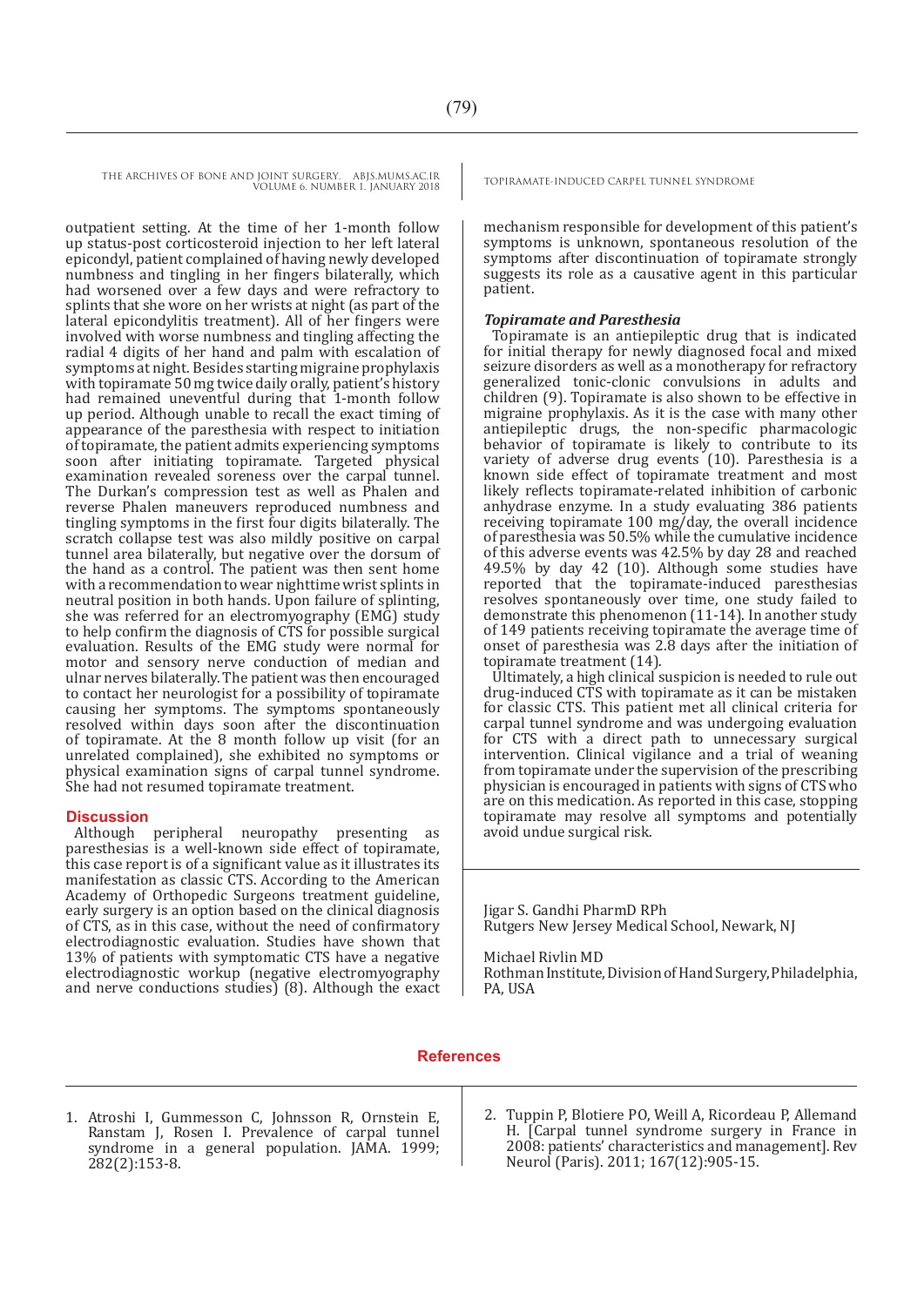outpatient setting. At the time of her 1-month follow up status-post corticosteroid injection to her left lateral epicondyl, patient complained of having newly developed numbness and tingling in her fingers bilaterally, which had worsened over a few days and were refractory to splints that she wore on her wrists at night (as part of the lateral epicondylitis treatment). All of her fingers were involved with worse numbness and tingling affecting the radial 4 digits of her hand and palm with escalation of symptoms at night. Besides starting migraine prophylaxis with topiramate 50 mg twice daily orally, patient's history had remained uneventful during that 1-month follow up period. Although unable to recall the exact timing of appearance of the paresthesia with respect to initiation of topiramate, the patient admits experiencing symptoms soon after initiating topiramate. Targeted physical examination revealed soreness over the carpal tunnel. The Durkan's compression test as well as Phalen and reverse Phalen maneuvers reproduced numbness and tingling symptoms in the first four digits bilaterally. The scratch collapse test was also mildly positive on carpal tunnel area bilaterally, but negative over the dorsum of the hand as a control. The patient was then sent home with a recommendation to wear nighttime wrist splints in neutral position in both hands. Upon failure of splinting, she was referred for an electromyography (EMG) study to help confirm the diagnosis of CTS for possible surgical evaluation. Results of the EMG study were normal for motor and sensory nerve conduction of median and ulnar nerves bilaterally. The patient was then encouraged to contact her neurologist for a possibility of topiramate causing her symptoms. The symptoms spontaneously resolved within days soon after the discontinuation of topiramate. At the 8 month follow up visit (for an unrelated complained), she exhibited no symptoms or physical examination signs of carpal tunnel syndrome. She had not resumed topiramate treatment.

## Discussion

Although peripheral neuropathy presenting as paresthesias is a well-known side effect of topiramate, this case report is of a significant value as it illustrates its manifestation as classic CTS. According to the American Academy of Orthopedic Surgeons treatment guideline, early surgery is an option based on the clinical diagnosis of CTS, as in this case, without the need of confirmatory electrodiagnostic evaluation. Studies have shown that 13% of patients with symptomatic CTS have a negative electrodiagnostic workup (negative electromyography and nerve conductions studies) (8). Although the exact mechanism responsible for development of this patient's symptoms is unknown, spontaneous resolution of the symptoms after discontinuation of topiramate strongly suggests its role as a causative agent in this particular patient.

### *Topiramate and Paresthesia*

Topiramate is an antiepileptic drug that is indicated for initial therapy for newly diagnosed focal and mixed seizure disorders as well as a monotherapy for refractory generalized tonic-clonic convulsions in adults and children (9). Topiramate is also shown to be effective in migraine prophylaxis. As it is the case with many other antiepileptic drugs, the non-specific pharmacologic behavior of topiramate is likely to contribute to its variety of adverse drug events (10). Paresthesia is a known side effect of topiramate treatment and most likely reflects topiramate-related inhibition of carbonic anhydrase enzyme. In a study evaluating 386 patients receiving topiramate 100 mg/day, the overall incidence of paresthesia was 50.5% while the cumulative incidence of this adverse events was 42.5% by day 28 and reached 49.5% by day 42 (10). Although some studies have reported that the topiramate-induced paresthesias resolves spontaneously over time, one study failed to demonstrate this phenomenon (11-14). In another study of 149 patients receiving topiramate the average time of onset of paresthesia was 2.8 days after the initiation of topiramate treatment (14).

Ultimately, a high clinical suspicion is needed to rule out drug-induced CTS with topiramate as it can be mistaken for classic CTS. This patient met all clinical criteria for carpal tunnel syndrome and was undergoing evaluation for CTS with a direct path to unnecessary surgical intervention. Clinical vigilance and a trial of weaning from topiramate under the supervision of the prescribing physician is encouraged in patients with signs of CTS who are on this medication. As reported in this case, stopping topiramate may resolve all symptoms and potentially avoid undue surgical risk.

Jigar S. Gandhi PharmD RPh
Rutgers New Jersey Medical School, Newark, NJ

Michael Rivlin MD
Rothman Institute, Division of Hand Surgery, Philadelphia, PA, USA

## References

1. Atroshi I, Gummesson C, Johnsson R, Ornstein E, Ranstam J, Rosen I. Prevalence of carpal tunnel syndrome in a general population. JAMA. 1999; 282(2):153-8.
2. Tuppin P, Blotiere PO, Weill A, Ricordeau P, Allemand H. [Carpal tunnel syndrome surgery in France in 2008: patients' characteristics and management]. Rev Neurol (Paris). 2011; 167(12):905-15.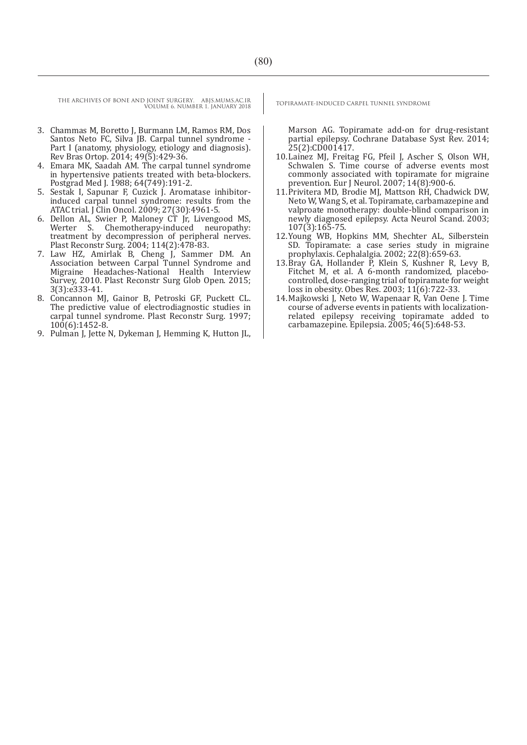3. Chammas M, Boretto J, Burmann LM, Ramos RM, Dos Santos Neto FC, Silva JB. Carpal tunnel syndrome - Part I (anatomy, physiology, etiology and diagnosis). Rev Bras Ortop. 2014; 49(5):429-36.
4. Emara MK, Saadah AM. The carpal tunnel syndrome in hypertensive patients treated with beta-blockers. Postgrad Med J. 1988; 64(749):191-2.
5. Sestak I, Sapunar F, Cuzick J. Aromatase inhibitor-induced carpal tunnel syndrome: results from the ATAC trial. J Clin Oncol. 2009; 27(30):4961-5.
6. Dellon AL, Swier P, Maloney CT Jr, Livengood MS, Werter S. Chemotherapy-induced neuropathy: treatment by decompression of peripheral nerves. Plast Reconstr Surg. 2004; 114(2):478-83.
7. Law HZ, Amirlak B, Cheng J, Sammer DM. An Association between Carpal Tunnel Syndrome and Migraine Headaches-National Health Interview Survey, 2010. Plast Reconstr Surg Glob Open. 2015; 3(3):e333-41.
8. Concannon MJ, Gainor B, Petroski GF, Puckett CL. The predictive value of electrodiagnostic studies in carpal tunnel syndrome. Plast Reconstr Surg. 1997; 100(6):1452-8.
9. Pulman J, Jette N, Dykeman J, Hemming K, Hutton JL, Marson AG. Topiramate add-on for drug-resistant partial epilepsy. Cochrane Database Syst Rev. 2014; 25(2):CD001417.
10. Lainez MJ, Freitag FG, Pfeil J, Ascher S, Olson WH, Schwalen S. Time course of adverse events most commonly associated with topiramate for migraine prevention. Eur J Neurol. 2007; 14(8):900-6.
11. Privitera MD, Brodie MJ, Mattson RH, Chadwick DW, Neto W, Wang S, et al. Topiramate, carbamazepine and valproate monotherapy: double-blind comparison in newly diagnosed epilepsy. Acta Neurol Scand. 2003; 107(3):165-75.
12. Young WB, Hopkins MM, Shechter AL, Silberstein SD. Topiramate: a case series study in migraine prophylaxis. Cephalalgia. 2002; 22(8):659-63.
13. Bray GA, Hollander P, Klein S, Kushner R, Levy B, Fitchet M, et al. A 6-month randomized, placebo-controlled, dose-ranging trial of topiramate for weight loss in obesity. Obes Res. 2003; 11(6):722-33.
14. Majkowski J, Neto W, Wapenaar R, Van Oene J. Time course of adverse events in patients with localization-related epilepsy receiving topiramate added to carbamazepine. Epilepsia. 2005; 46(5):648-53.